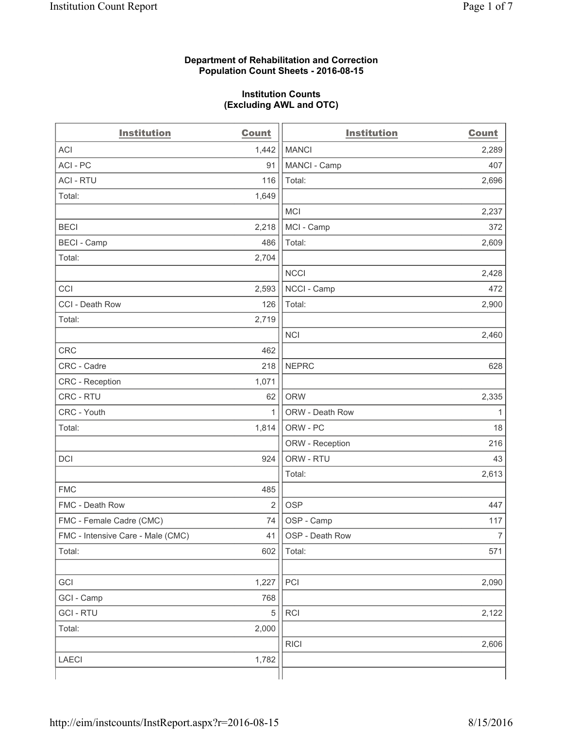**Department of Rehabilitation and Correction**
**Population Count Sheets - 2016-08-15**

**Institution Counts**
**(Excluding AWL and OTC)**

| Institution | Count | Institution | Count |
|---|---|---|---|
| ACI | 1,442 | MANCI | 2,289 |
| ACI - PC | 91 | MANCI - Camp | 407 |
| ACI - RTU | 116 | Total: | 2,696 |
| Total: | 1,649 | | |
| | | MCI | 2,237 |
| BECI | 2,218 | MCI - Camp | 372 |
| BECI - Camp | 486 | Total: | 2,609 |
| Total: | 2,704 | | |
| | | NCCI | 2,428 |
| CCI | 2,593 | NCCI - Camp | 472 |
| CCI - Death Row | 126 | Total: | 2,900 |
| Total: | 2,719 | | |
| | | NCI | 2,460 |
| CRC | 462 | | |
| CRC - Cadre | 218 | NEPRC | 628 |
| CRC - Reception | 1,071 | | |
| CRC - RTU | 62 | ORW | 2,335 |
| CRC - Youth | 1 | ORW - Death Row | 1 |
| Total: | 1,814 | ORW - PC | 18 |
| | | ORW - Reception | 216 |
| DCI | 924 | ORW - RTU | 43 |
| | | Total: | 2,613 |
| FMC | 485 | | |
| FMC - Death Row | 2 | OSP | 447 |
| FMC - Female Cadre (CMC) | 74 | OSP - Camp | 117 |
| FMC - Intensive Care - Male (CMC) | 41 | OSP - Death Row | 7 |
| Total: | 602 | Total: | 571 |
| | | | |
| GCI | 1,227 | PCI | 2,090 |
| GCI - Camp | 768 | | |
| GCI - RTU | 5 | RCI | 2,122 |
| Total: | 2,000 | | |
| | | RICI | 2,606 |
| LAECI | 1,782 | | |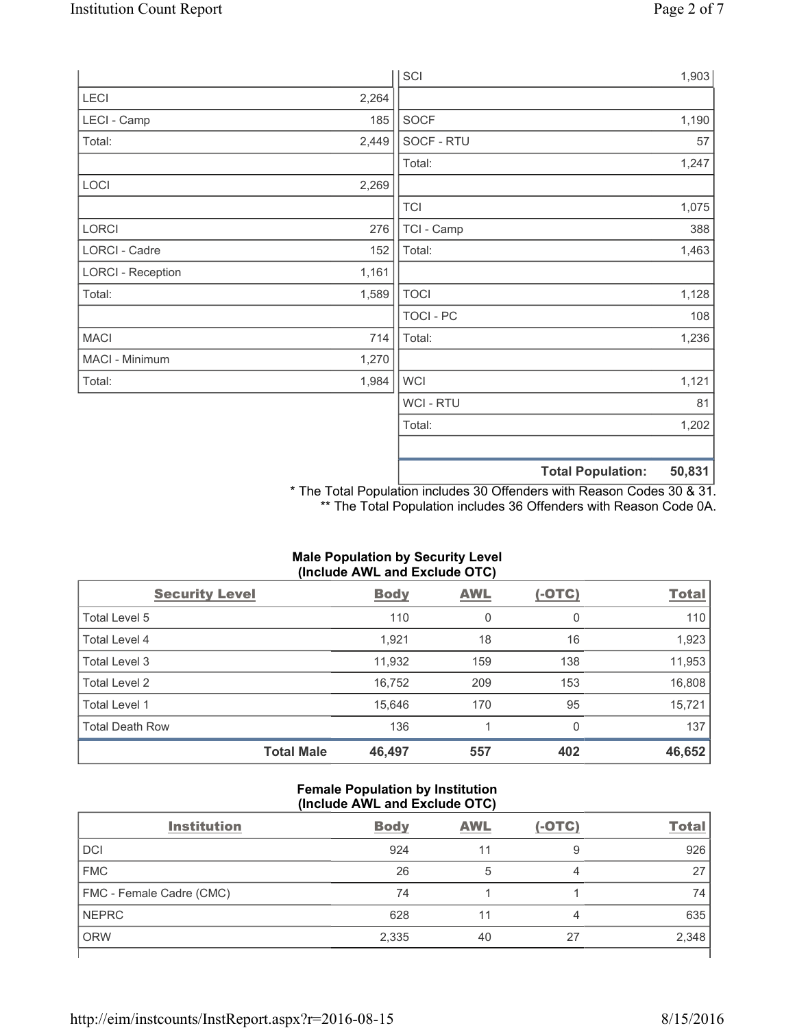| | |
|---|---|
| LECI | 2,264 |
| LECI - Camp | 185 |
| Total: | 2,449 |
| | |
| LOCI | 2,269 |
| | |
| LORCI | 276 |
| LORCI - Cadre | 152 |
| LORCI - Reception | 1,161 |
| Total: | 1,589 |
| | |
| MACI | 714 |
| MACI - Minimum | 1,270 |
| Total: | 1,984 |

| | |
|---|---|
| SCI | 1,903 |
| | |
| SOCF | 1,190 |
| SOCF - RTU | 57 |
| Total: | 1,247 |
| | |
| TCI | 1,075 |
| TCI - Camp | 388 |
| Total: | 1,463 |
| | |
| TOCI | 1,128 |
| TOCI - PC | 108 |
| Total: | 1,236 |
| | |
| WCI | 1,121 |
| WCI - RTU | 81 |
| Total: | 1,202 |
| | |
| **Total Population:** | **50,831** |

* The Total Population includes 30 Offenders with Reason Codes 30 & 31.
** The Total Population includes 36 Offenders with Reason Code 0A.

**Male Population by Security Level (Include AWL and Exclude OTC)**

| Security Level | Body | AWL | (-OTC) | Total |
|---|---|---|---|---|
| Total Level 5 | 110 | 0 | 0 | 110 |
| Total Level 4 | 1,921 | 18 | 16 | 1,923 |
| Total Level 3 | 11,932 | 159 | 138 | 11,953 |
| Total Level 2 | 16,752 | 209 | 153 | 16,808 |
| Total Level 1 | 15,646 | 170 | 95 | 15,721 |
| Total Death Row | 136 | 1 | 0 | 137 |
| **Total Male** | **46,497** | **557** | **402** | **46,652** |

**Female Population by Institution (Include AWL and Exclude OTC)**

| Institution | Body | AWL | (-OTC) | Total |
|---|---|---|---|---|
| DCI | 924 | 11 | 9 | 926 |
| FMC | 26 | 5 | 4 | 27 |
| FMC - Female Cadre (CMC) | 74 | 1 | 1 | 74 |
| NEPRC | 628 | 11 | 4 | 635 |
| ORW | 2,335 | 40 | 27 | 2,348 |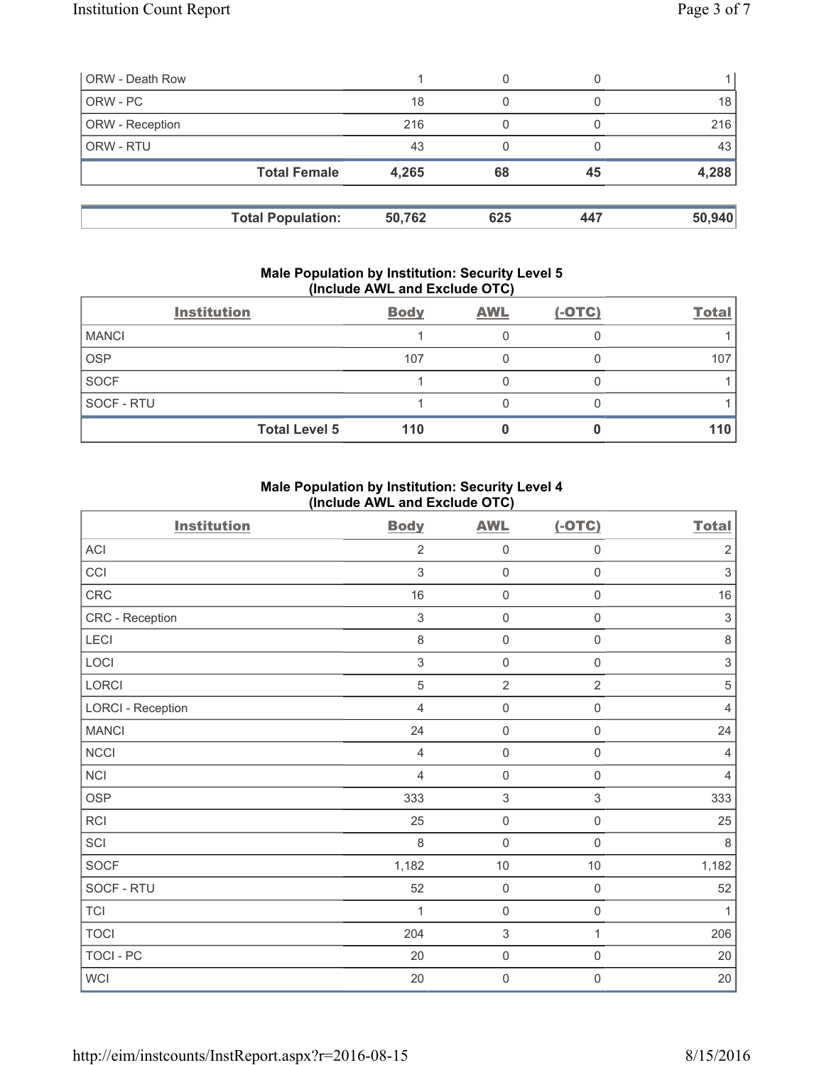| | | | | |
|---|---|---|---|---|
| ORW - Death Row | 1 | 0 | 0 | 1 |
| ORW - PC | 18 | 0 | 0 | 18 |
| ORW - Reception | 216 | 0 | 0 | 216 |
| ORW - RTU | 43 | 0 | 0 | 43 |
| **Total Female** | **4,265** | **68** | **45** | **4,288** |

| | | | | |
|---|---|---|---|---|
| **Total Population:** | **50,762** | **625** | **447** | **50,940** |

### Male Population by Institution: Security Level 5 (Include AWL and Exclude OTC)

| Institution | Body | AWL | (-OTC) | Total |
|---|---|---|---|---|
| MANCI | 1 | 0 | 0 | 1 |
| OSP | 107 | 0 | 0 | 107 |
| SOCF | 1 | 0 | 0 | 1 |
| SOCF - RTU | 1 | 0 | 0 | 1 |
| **Total Level 5** | **110** | **0** | **0** | **110** |

### Male Population by Institution: Security Level 4 (Include AWL and Exclude OTC)

| Institution | Body | AWL | (-OTC) | Total |
|---|---|---|---|---|
| ACI | 2 | 0 | 0 | 2 |
| CCI | 3 | 0 | 0 | 3 |
| CRC | 16 | 0 | 0 | 16 |
| CRC - Reception | 3 | 0 | 0 | 3 |
| LECI | 8 | 0 | 0 | 8 |
| LOCI | 3 | 0 | 0 | 3 |
| LORCI | 5 | 2 | 2 | 5 |
| LORCI - Reception | 4 | 0 | 0 | 4 |
| MANCI | 24 | 0 | 0 | 24 |
| NCCI | 4 | 0 | 0 | 4 |
| NCI | 4 | 0 | 0 | 4 |
| OSP | 333 | 3 | 3 | 333 |
| RCI | 25 | 0 | 0 | 25 |
| SCI | 8 | 0 | 0 | 8 |
| SOCF | 1,182 | 10 | 10 | 1,182 |
| SOCF - RTU | 52 | 0 | 0 | 52 |
| TCI | 1 | 0 | 0 | 1 |
| TOCI | 204 | 3 | 1 | 206 |
| TOCI - PC | 20 | 0 | 0 | 20 |
| WCI | 20 | 0 | 0 | 20 |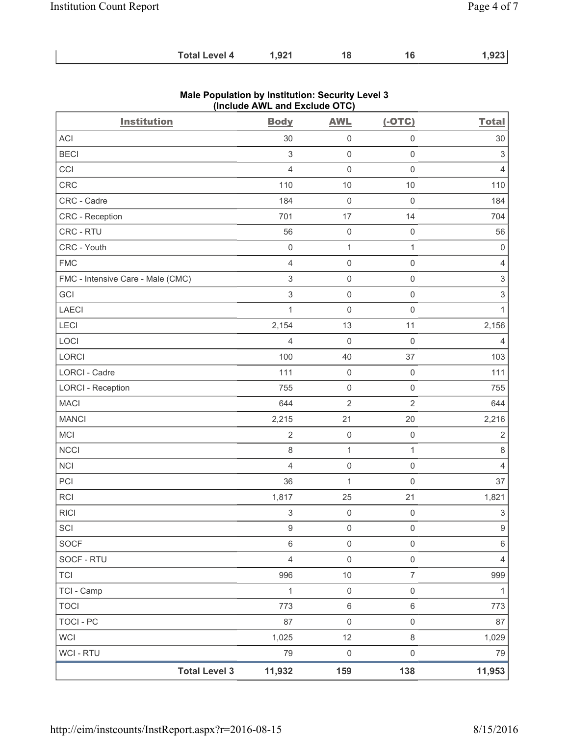| | | | | |
|---|---|---|---|---|
| **Total Level 4** | **1,921** | **18** | **16** | **1,923** |

**Male Population by Institution: Security Level 3 (Include AWL and Exclude OTC)**

| Institution | Body | AWL | (-OTC) | Total |
|---|---|---|---|---|
| ACI | 30 | 0 | 0 | 30 |
| BECI | 3 | 0 | 0 | 3 |
| CCI | 4 | 0 | 0 | 4 |
| CRC | 110 | 10 | 10 | 110 |
| CRC - Cadre | 184 | 0 | 0 | 184 |
| CRC - Reception | 701 | 17 | 14 | 704 |
| CRC - RTU | 56 | 0 | 0 | 56 |
| CRC - Youth | 0 | 1 | 1 | 0 |
| FMC | 4 | 0 | 0 | 4 |
| FMC - Intensive Care - Male (CMC) | 3 | 0 | 0 | 3 |
| GCI | 3 | 0 | 0 | 3 |
| LAECI | 1 | 0 | 0 | 1 |
| LECI | 2,154 | 13 | 11 | 2,156 |
| LOCI | 4 | 0 | 0 | 4 |
| LORCI | 100 | 40 | 37 | 103 |
| LORCI - Cadre | 111 | 0 | 0 | 111 |
| LORCI - Reception | 755 | 0 | 0 | 755 |
| MACI | 644 | 2 | 2 | 644 |
| MANCI | 2,215 | 21 | 20 | 2,216 |
| MCI | 2 | 0 | 0 | 2 |
| NCCI | 8 | 1 | 1 | 8 |
| NCI | 4 | 0 | 0 | 4 |
| PCI | 36 | 1 | 0 | 37 |
| RCI | 1,817 | 25 | 21 | 1,821 |
| RICI | 3 | 0 | 0 | 3 |
| SCI | 9 | 0 | 0 | 9 |
| SOCF | 6 | 0 | 0 | 6 |
| SOCF - RTU | 4 | 0 | 0 | 4 |
| TCI | 996 | 10 | 7 | 999 |
| TCI - Camp | 1 | 0 | 0 | 1 |
| TOCI | 773 | 6 | 6 | 773 |
| TOCI - PC | 87 | 0 | 0 | 87 |
| WCI | 1,025 | 12 | 8 | 1,029 |
| WCI - RTU | 79 | 0 | 0 | 79 |
| **Total Level 3** | **11,932** | **159** | **138** | **11,953** |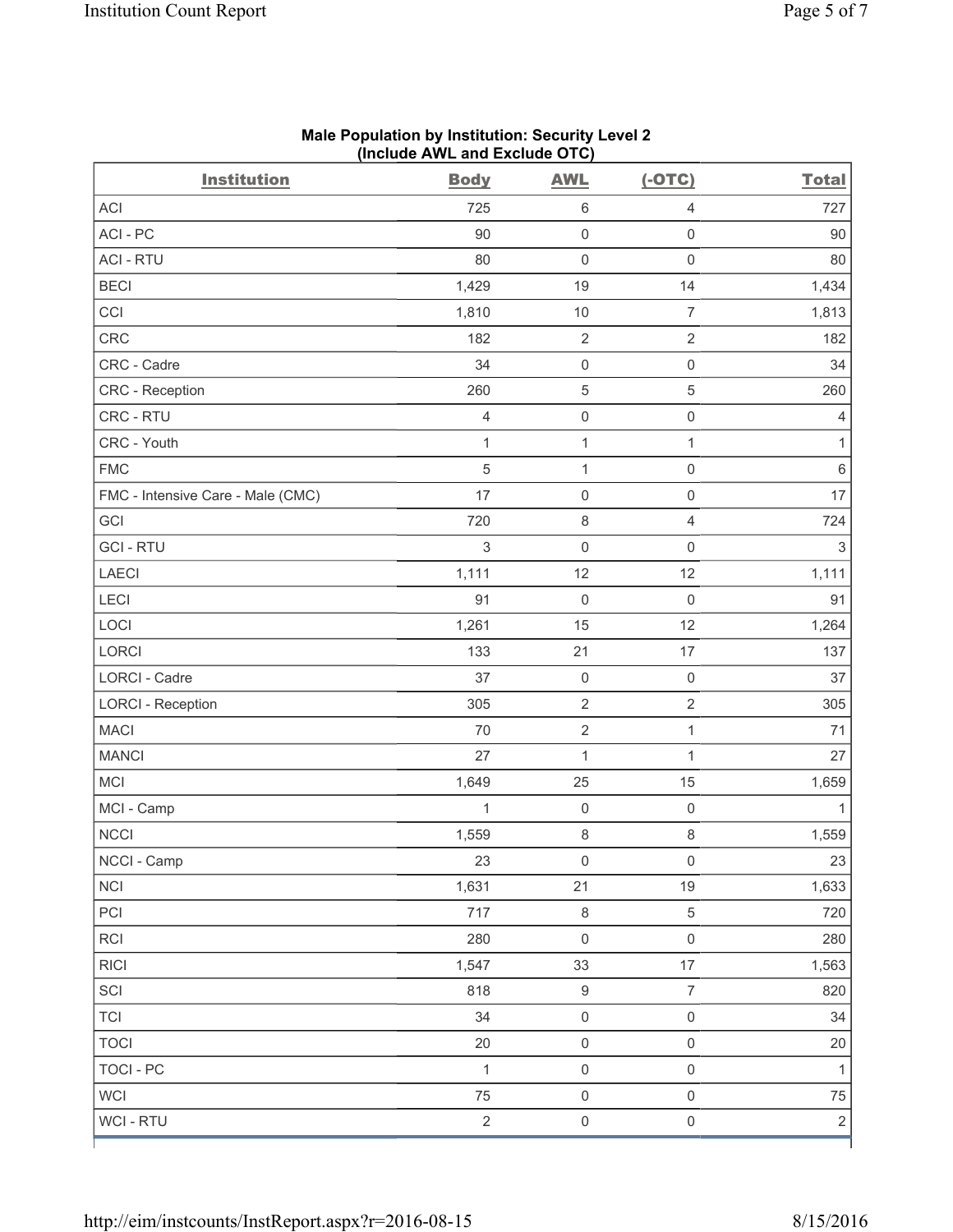**Male Population by Institution: Security Level 2**
**(Include AWL and Exclude OTC)**

| Institution | Body | AWL | (-OTC) | Total |
|---|---|---|---|---|
| ACI | 725 | 6 | 4 | 727 |
| ACI - PC | 90 | 0 | 0 | 90 |
| ACI - RTU | 80 | 0 | 0 | 80 |
| BECI | 1,429 | 19 | 14 | 1,434 |
| CCI | 1,810 | 10 | 7 | 1,813 |
| CRC | 182 | 2 | 2 | 182 |
| CRC - Cadre | 34 | 0 | 0 | 34 |
| CRC - Reception | 260 | 5 | 5 | 260 |
| CRC - RTU | 4 | 0 | 0 | 4 |
| CRC - Youth | 1 | 1 | 1 | 1 |
| FMC | 5 | 1 | 0 | 6 |
| FMC - Intensive Care - Male (CMC) | 17 | 0 | 0 | 17 |
| GCI | 720 | 8 | 4 | 724 |
| GCI - RTU | 3 | 0 | 0 | 3 |
| LAECI | 1,111 | 12 | 12 | 1,111 |
| LECI | 91 | 0 | 0 | 91 |
| LOCI | 1,261 | 15 | 12 | 1,264 |
| LORCI | 133 | 21 | 17 | 137 |
| LORCI - Cadre | 37 | 0 | 0 | 37 |
| LORCI - Reception | 305 | 2 | 2 | 305 |
| MACI | 70 | 2 | 1 | 71 |
| MANCI | 27 | 1 | 1 | 27 |
| MCI | 1,649 | 25 | 15 | 1,659 |
| MCI - Camp | 1 | 0 | 0 | 1 |
| NCCI | 1,559 | 8 | 8 | 1,559 |
| NCCI - Camp | 23 | 0 | 0 | 23 |
| NCI | 1,631 | 21 | 19 | 1,633 |
| PCI | 717 | 8 | 5 | 720 |
| RCI | 280 | 0 | 0 | 280 |
| RICI | 1,547 | 33 | 17 | 1,563 |
| SCI | 818 | 9 | 7 | 820 |
| TCI | 34 | 0 | 0 | 34 |
| TOCI | 20 | 0 | 0 | 20 |
| TOCI - PC | 1 | 0 | 0 | 1 |
| WCI | 75 | 0 | 0 | 75 |
| WCI - RTU | 2 | 0 | 0 | 2 |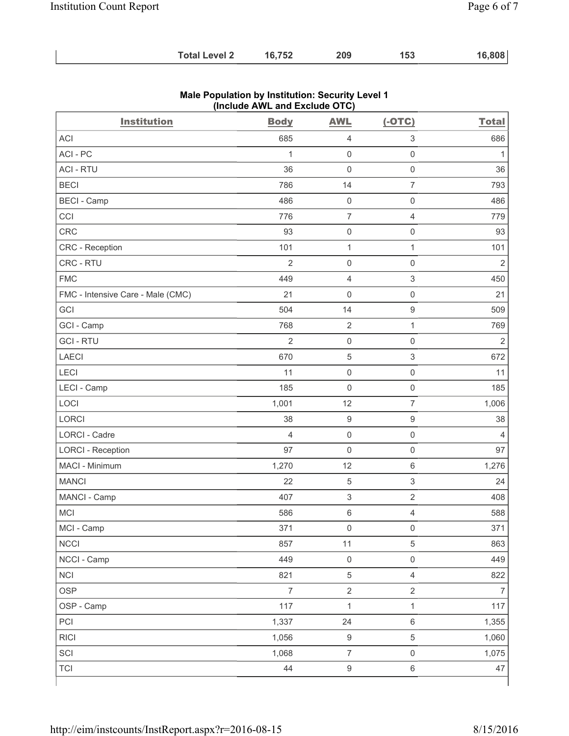| | | | | |
|---|---|---|---|---|
| Total Level 2 | 16,752 | 209 | 153 | 16,808 |

**Male Population by Institution: Security Level 1 (Include AWL and Exclude OTC)**

| Institution | Body | AWL | (-OTC) | Total |
|---|---|---|---|---|
| ACI | 685 | 4 | 3 | 686 |
| ACI - PC | 1 | 0 | 0 | 1 |
| ACI - RTU | 36 | 0 | 0 | 36 |
| BECI | 786 | 14 | 7 | 793 |
| BECI - Camp | 486 | 0 | 0 | 486 |
| CCI | 776 | 7 | 4 | 779 |
| CRC | 93 | 0 | 0 | 93 |
| CRC - Reception | 101 | 1 | 1 | 101 |
| CRC - RTU | 2 | 0 | 0 | 2 |
| FMC | 449 | 4 | 3 | 450 |
| FMC - Intensive Care - Male (CMC) | 21 | 0 | 0 | 21 |
| GCI | 504 | 14 | 9 | 509 |
| GCI - Camp | 768 | 2 | 1 | 769 |
| GCI - RTU | 2 | 0 | 0 | 2 |
| LAECI | 670 | 5 | 3 | 672 |
| LECI | 11 | 0 | 0 | 11 |
| LECI - Camp | 185 | 0 | 0 | 185 |
| LOCI | 1,001 | 12 | 7 | 1,006 |
| LORCI | 38 | 9 | 9 | 38 |
| LORCI - Cadre | 4 | 0 | 0 | 4 |
| LORCI - Reception | 97 | 0 | 0 | 97 |
| MACI - Minimum | 1,270 | 12 | 6 | 1,276 |
| MANCI | 22 | 5 | 3 | 24 |
| MANCI - Camp | 407 | 3 | 2 | 408 |
| MCI | 586 | 6 | 4 | 588 |
| MCI - Camp | 371 | 0 | 0 | 371 |
| NCCI | 857 | 11 | 5 | 863 |
| NCCI - Camp | 449 | 0 | 0 | 449 |
| NCI | 821 | 5 | 4 | 822 |
| OSP | 7 | 2 | 2 | 7 |
| OSP - Camp | 117 | 1 | 1 | 117 |
| PCI | 1,337 | 24 | 6 | 1,355 |
| RICI | 1,056 | 9 | 5 | 1,060 |
| SCI | 1,068 | 7 | 0 | 1,075 |
| TCI | 44 | 9 | 6 | 47 |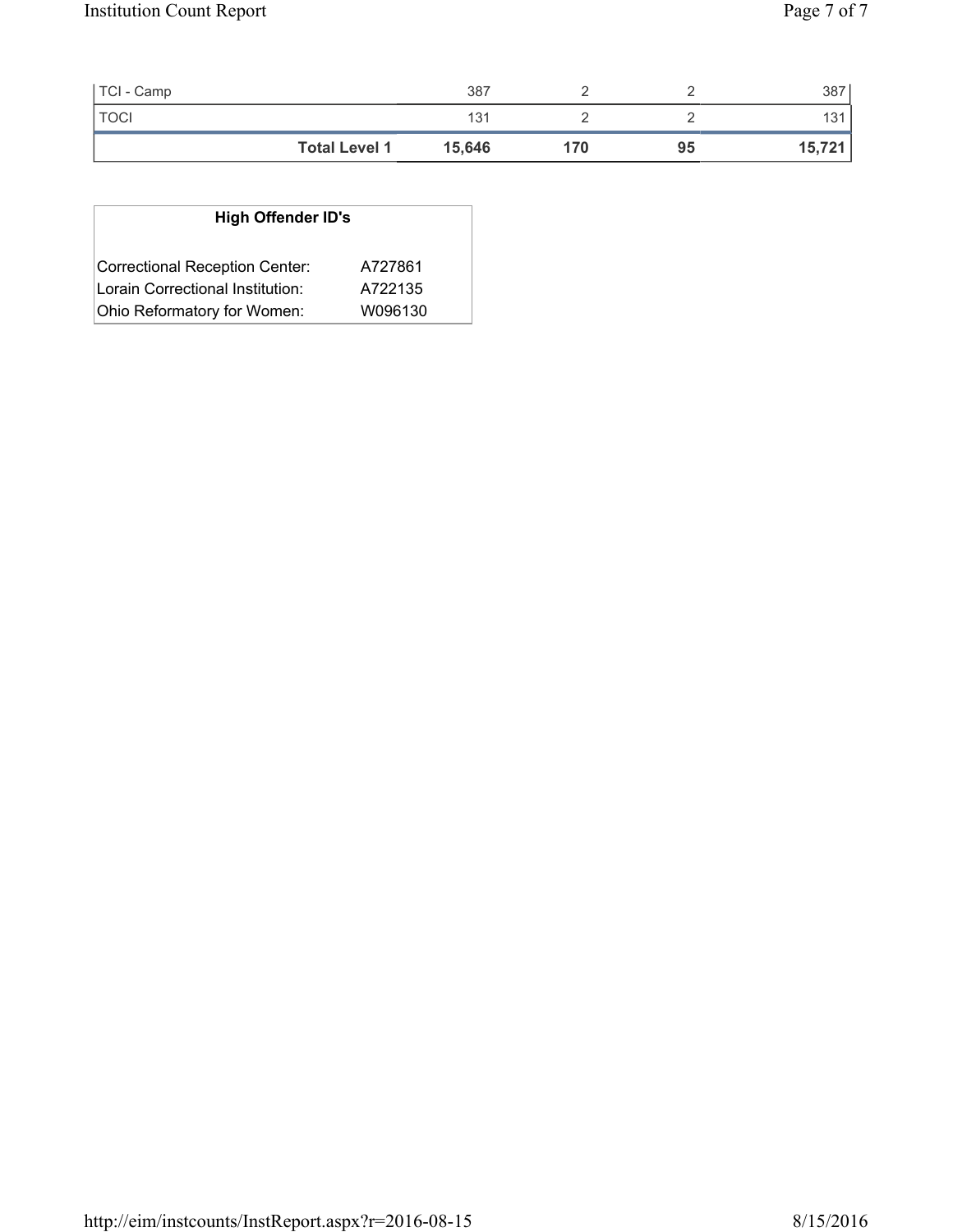| | | | | |
|---|---|---|---|---|
| TCI - Camp | 387 | 2 | 2 | 387 |
| TOCI | 131 | 2 | 2 | 131 |
| **Total Level 1** | **15,646** | **170** | **95** | **15,721** |

| High Offender ID's | |
|---|---|
| Correctional Reception Center: | A727861 |
| Lorain Correctional Institution: | A722135 |
| Ohio Reformatory for Women: | W096130 |